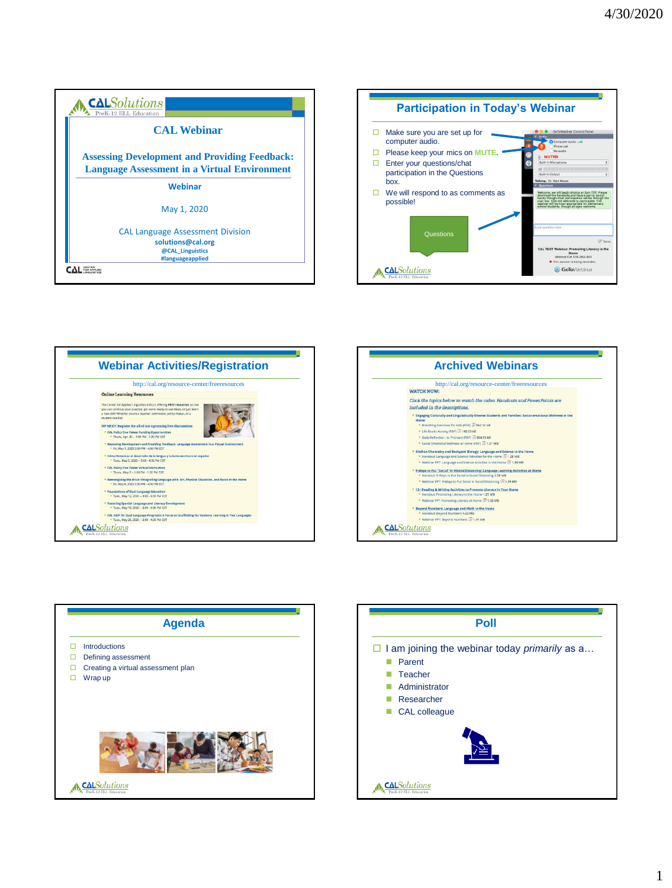## CAL Webinar

### Assessing Development and Providing Feedback: Language Assessment in a Virtual Environment

**Webinar**

May 1, 2020

CAL Language Assessment Division

**solutions@cal.org**

**@CAL_Linguistics**

**#languageapplied**

---

## Participation in Today's Webinar

- Make sure you are set up for computer audio.
- Please keep your mics on MUTE.
- Enter your questions/chat participation in the Questions box.
- We will respond to as comments as possible!

Questions

---

## Webinar Activities/Registration

http://cal.org/resource-center/freeresources

---

## Archived Webinars

http://cal.org/resource-center/freeresources

---

## Agenda

- Introductions
- Defining assessment
- Creating a virtual assessment plan
- Wrap up

---

## Poll

- I am joining the webinar today *primarily* as a…
  - Parent
  - Teacher
  - Administrator
  - Researcher
  - CAL colleague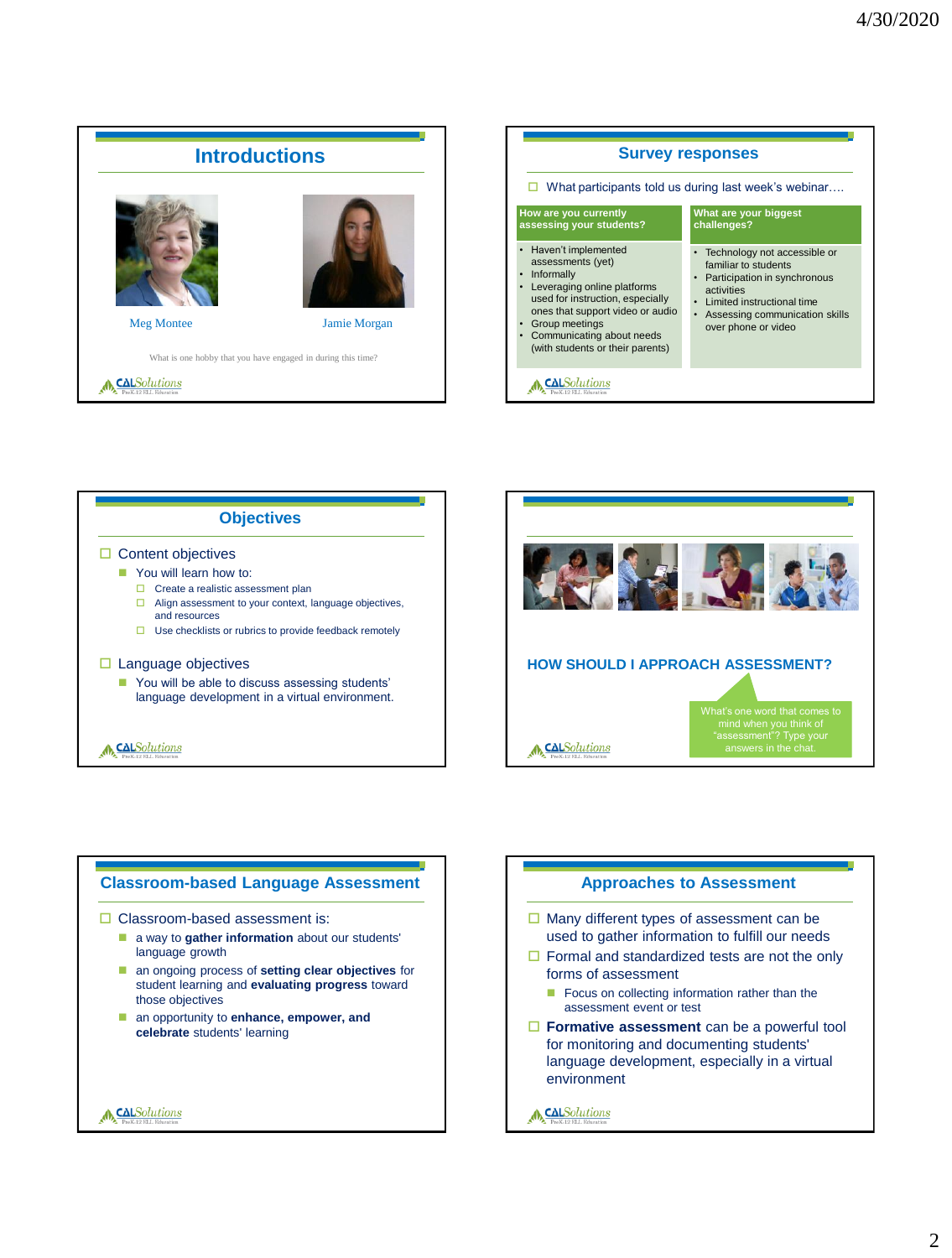## Introductions

Meg Montee

Jamie Morgan

What is one hobby that you have engaged in during this time?

## Survey responses

- What participants told us during last week's webinar….

| How are you currently assessing your students? | What are your biggest challenges? |
|---|---|
| • Haven't implemented assessments (yet)<br>• Informally<br>• Leveraging online platforms used for instruction, especially ones that support video or audio<br>• Group meetings<br>• Communicating about needs (with students or their parents) | • Technology not accessible or familiar to students<br>• Participation in synchronous activities<br>• Limited instructional time<br>• Assessing communication skills over phone or video |

## Objectives

- Content objectives
  - You will learn how to:
    - Create a realistic assessment plan
    - Align assessment to your context, language objectives, and resources
    - Use checklists or rubrics to provide feedback remotely
- Language objectives
  - You will be able to discuss assessing students' language development in a virtual environment.

## HOW SHOULD I APPROACH ASSESSMENT?

What's one word that comes to mind when you think of "assessment"? Type your answers in the chat.

## Classroom-based Language Assessment

- Classroom-based assessment is:
  - a way to **gather information** about our students' language growth
  - an ongoing process of **setting clear objectives** for student learning and **evaluating progress** toward those objectives
  - an opportunity to **enhance, empower, and celebrate** students' learning

## Approaches to Assessment

- Many different types of assessment can be used to gather information to fulfill our needs
- Formal and standardized tests are not the only forms of assessment
  - Focus on collecting information rather than the assessment event or test
- **Formative assessment** can be a powerful tool for monitoring and documenting students' language development, especially in a virtual environment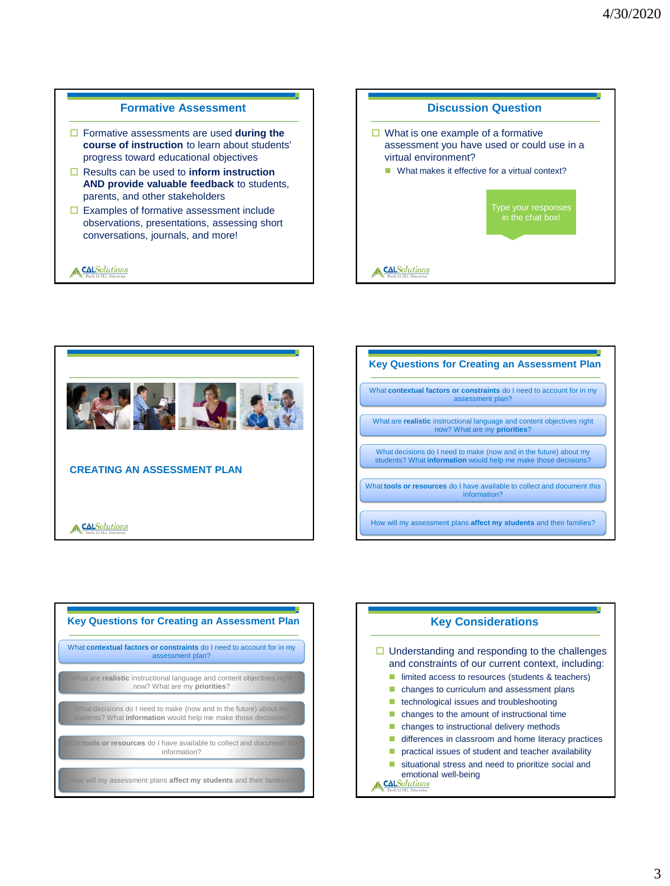## Formative Assessment

- Formative assessments are used **during the course of instruction** to learn about students' progress toward educational objectives
- Results can be used to **inform instruction AND provide valuable feedback** to students, parents, and other stakeholders
- Examples of formative assessment include observations, presentations, assessing short conversations, journals, and more!

CALSolutions PreK-12 ELL Education

## Discussion Question

- What is one example of a formative assessment you have used or could use in a virtual environment?
  - What makes it effective for a virtual context?

Type your responses in the chat box!

CALSolutions PreK-12 ELL Education

## CREATING AN ASSESSMENT PLAN

CALSolutions PreK-12 ELL Education

## Key Questions for Creating an Assessment Plan

- What **contextual factors or constraints** do I need to account for in my assessment plan?
- What are **realistic** instructional language and content objectives right now? What are my **priorities**?
- What decisions do I need to make (now and in the future) about my students? What **information** would help me make those decisions?
- What **tools or resources** do I have available to collect and document this information?
- How will my assessment plans **affect my students** and their families?

## Key Questions for Creating an Assessment Plan

- What **contextual factors or constraints** do I need to account for in my assessment plan?
- What are **realistic** instructional language and content objectives right now? What are my **priorities**?
- What decisions do I need to make (now and in the future) about my students? What **information** would help me make those decisions?
- What **tools or resources** do I have available to collect and document this information?
- How will my assessment plans **affect my students** and their families?

## Key Considerations

- Understanding and responding to the challenges and constraints of our current context, including:
  - limited access to resources (students & teachers)
  - changes to curriculum and assessment plans
  - technological issues and troubleshooting
  - changes to the amount of instructional time
  - changes to instructional delivery methods
  - differences in classroom and home literacy practices
  - practical issues of student and teacher availability
  - situational stress and need to prioritize social and emotional well-being

CALSolutions PreK-12 ELL Education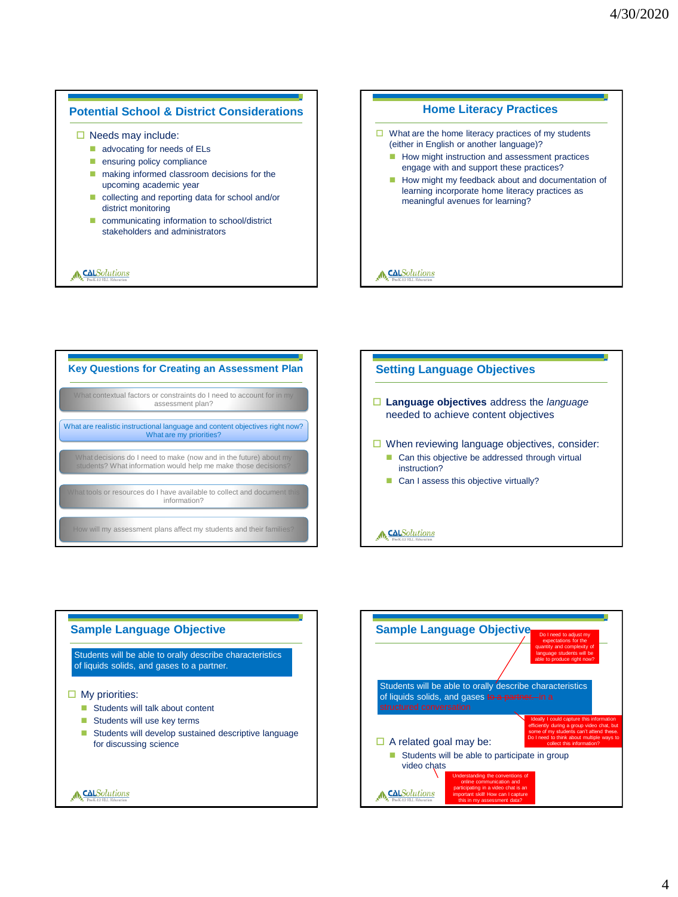## Potential School & District Considerations

- Needs may include:
  - advocating for needs of ELs
  - ensuring policy compliance
  - making informed classroom decisions for the upcoming academic year
  - collecting and reporting data for school and/or district monitoring
  - communicating information to school/district stakeholders and administrators

## Home Literacy Practices

- What are the home literacy practices of my students (either in English or another language)?
  - How might instruction and assessment practices engage with and support these practices?
  - How might my feedback about and documentation of learning incorporate home literacy practices as meaningful avenues for learning?

## Key Questions for Creating an Assessment Plan

- What contextual factors or constraints do I need to account for in my assessment plan?
- What are realistic instructional language and content objectives right now? What are my priorities?
- What decisions do I need to make (now and in the future) about my students? What information would help me make those decisions?
- What tools or resources do I have available to collect and document this information?
- How will my assessment plans affect my students and their families?

## Setting Language Objectives

- **Language objectives** address the *language* needed to achieve content objectives
- When reviewing language objectives, consider:
  - Can this objective be addressed through virtual instruction?
  - Can I assess this objective virtually?

## Sample Language Objective

Students will be able to orally describe characteristics of liquids solids, and gases to a partner.

- My priorities:
  - Students will talk about content
  - Students will use key terms
  - Students will develop sustained descriptive language for discussing science

## Sample Language Objective

Students will be able to orally describe characteristics of liquids solids, and gases ~~to a partner~~ in a structured conversation

Do I need to adjust my expectations for the quantity and complexity of language students will be able to produce right now?

Ideally I could capture this information efficiently during a group video chat, but some of my students can't attend these. Do I need to think about multiple ways to collect this information?

- A related goal may be:
  - Students will be able to participate in group video chats

Understanding the conventions of online communication and participating in a video chat is an important skill! How can I capture this in my assessment data?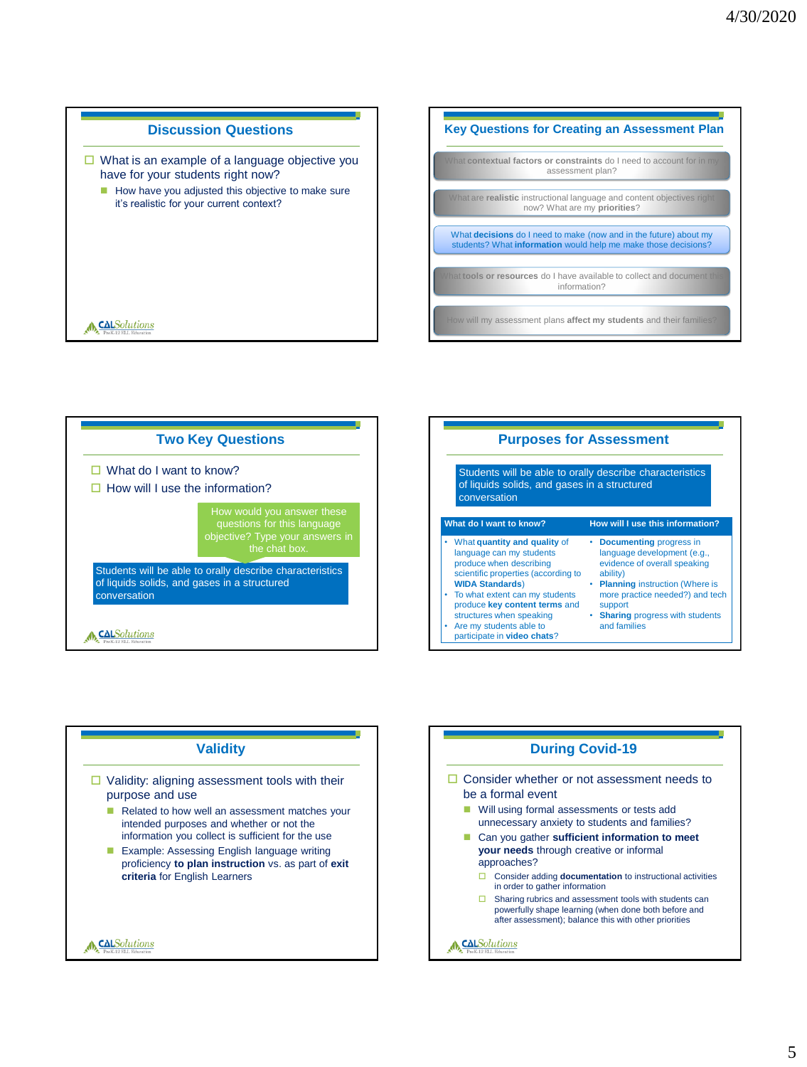## Discussion Questions

- What is an example of a language objective you have for your students right now?
  - How have you adjusted this objective to make sure it's realistic for your current context?

## Key Questions for Creating an Assessment Plan

- What **contextual factors or constraints** do I need to account for in my assessment plan?
- What are **realistic** instructional language and content objectives right now? What are my **priorities**?
- What **decisions** do I need to make (now and in the future) about my students? What **information** would help me make those decisions?
- What **tools or resources** do I have available to collect and document this information?
- How will my assessment plans **affect my students** and their families?

## Two Key Questions

- What do I want to know?
- How will I use the information?

How would you answer these questions for this language objective? Type your answers in the chat box.

Students will be able to orally describe characteristics of liquids solids, and gases in a structured conversation

## Purposes for Assessment

Students will be able to orally describe characteristics of liquids solids, and gases in a structured conversation

| What do I want to know? | How will I use this information? |
| --- | --- |
| • What **quantity and quality** of language can my students produce when describing scientific properties (according to **WIDA Standards**)<br>• To what extent can my students produce **key content terms** and structures when speaking<br>• Are my students able to participate in **video chats**? | • **Documenting** progress in language development (e.g., evidence of overall speaking ability)<br>• **Planning** instruction (Where is more practice needed?) and tech support<br>• **Sharing** progress with students and families |

## Validity

- Validity: aligning assessment tools with their purpose and use
  - Related to how well an assessment matches your intended purposes and whether or not the information you collect is sufficient for the use
  - Example: Assessing English language writing proficiency **to plan instruction** vs. as part of **exit criteria** for English Learners

## During Covid-19

- Consider whether or not assessment needs to be a formal event
  - Will using formal assessments or tests add unnecessary anxiety to students and families?
  - Can you gather **sufficient information to meet your needs** through creative or informal approaches?
    - Consider adding **documentation** to instructional activities in order to gather information
    - Sharing rubrics and assessment tools with students can powerfully shape learning (when done both before and after assessment); balance this with other priorities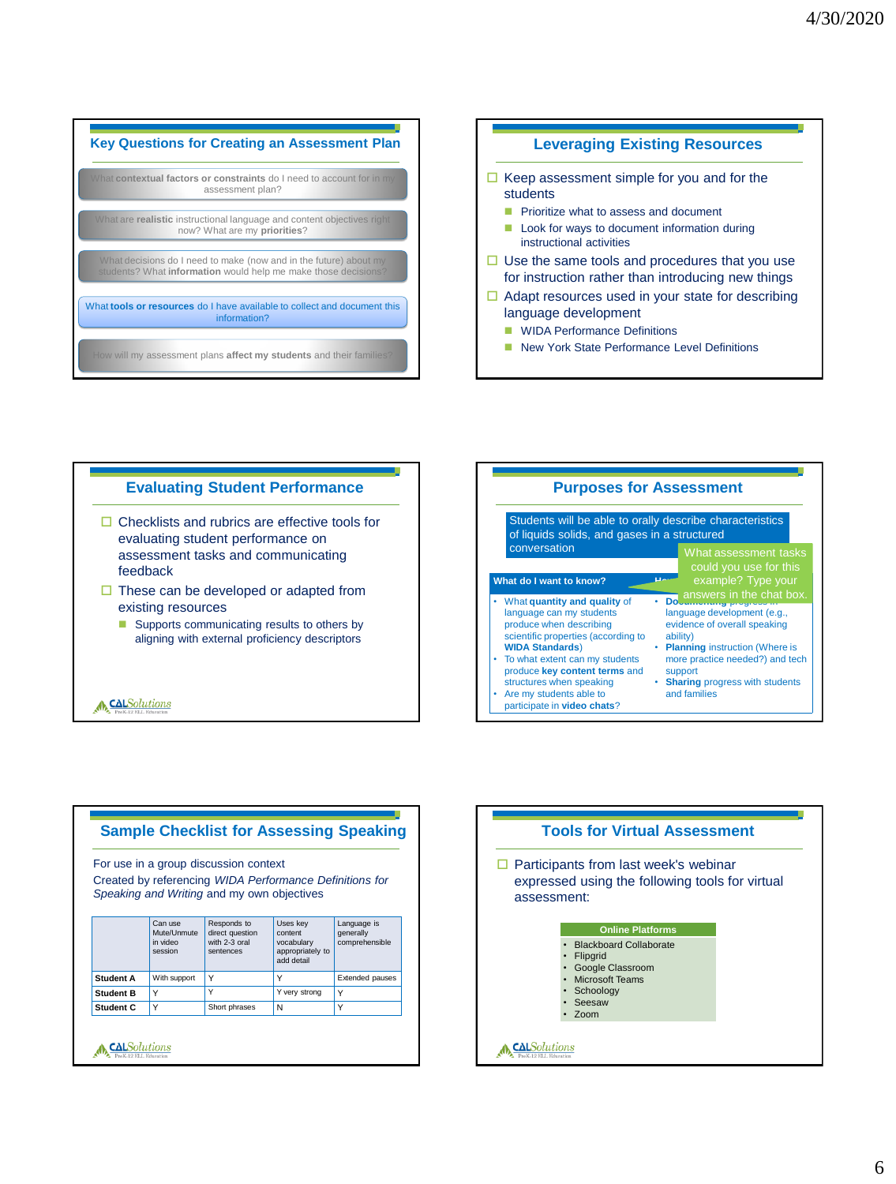## Key Questions for Creating an Assessment Plan

- What **contextual factors or constraints** do I need to account for in my assessment plan?
- What are **realistic** instructional language and content objectives right now? What are my **priorities**?
- What decisions do I need to make (now and in the future) about my students? What **information** would help me make those decisions?
- What **tools or resources** do I have available to collect and document this information?
- How will my assessment plans **affect my students** and their families?

## Leveraging Existing Resources

- Keep assessment simple for you and for the students
  - Prioritize what to assess and document
  - Look for ways to document information during instructional activities
- Use the same tools and procedures that you use for instruction rather than introducing new things
- Adapt resources used in your state for describing language development
  - WIDA Performance Definitions
  - New York State Performance Level Definitions

## Evaluating Student Performance

- Checklists and rubrics are effective tools for evaluating student performance on assessment tasks and communicating feedback
- These can be developed or adapted from existing resources
  - Supports communicating results to others by aligning with external proficiency descriptors

CALSolutions PreK-12 ELL Education

## Purposes for Assessment

Students will be able to orally describe characteristics of liquids solids, and gases in a structured conversation

What assessment tasks could you use for this example? Type your answers in the chat box.

| What do I want to know? | How... |
|---|---|
| • What **quantity and quality** of language can my students produce when describing scientific properties (according to **WIDA Standards**)<br>• To what extent can my students produce **key content terms** and structures when speaking<br>• Are my students able to participate in **video chats**? | • **Do...** progress in language development (e.g., evidence of overall speaking ability)<br>• **Planning** instruction (Where is more practice needed?) and tech support<br>• **Sharing** progress with students and families |

## Sample Checklist for Assessing Speaking

For use in a group discussion context

Created by referencing *WIDA Performance Definitions for Speaking and Writing* and my own objectives

| | Can use Mute/Unmute in video session | Responds to direct question with 2-3 oral sentences | Uses key content vocabulary appropriately to add detail | Language is generally comprehensible |
|---|---|---|---|---|
| **Student A** | With support | Y | Y | Extended pauses |
| **Student B** | Y | Y | Y very strong | Y |
| **Student C** | Y | Short phrases | N | Y |

CALSolutions PreK-12 ELL Education

## Tools for Virtual Assessment

- Participants from last week's webinar expressed using the following tools for virtual assessment:

**Online Platforms**

- Blackboard Collaborate
- Flipgrid
- Google Classroom
- Microsoft Teams
- Schoology
- Seesaw
- Zoom

CALSolutions PreK-12 ELL Education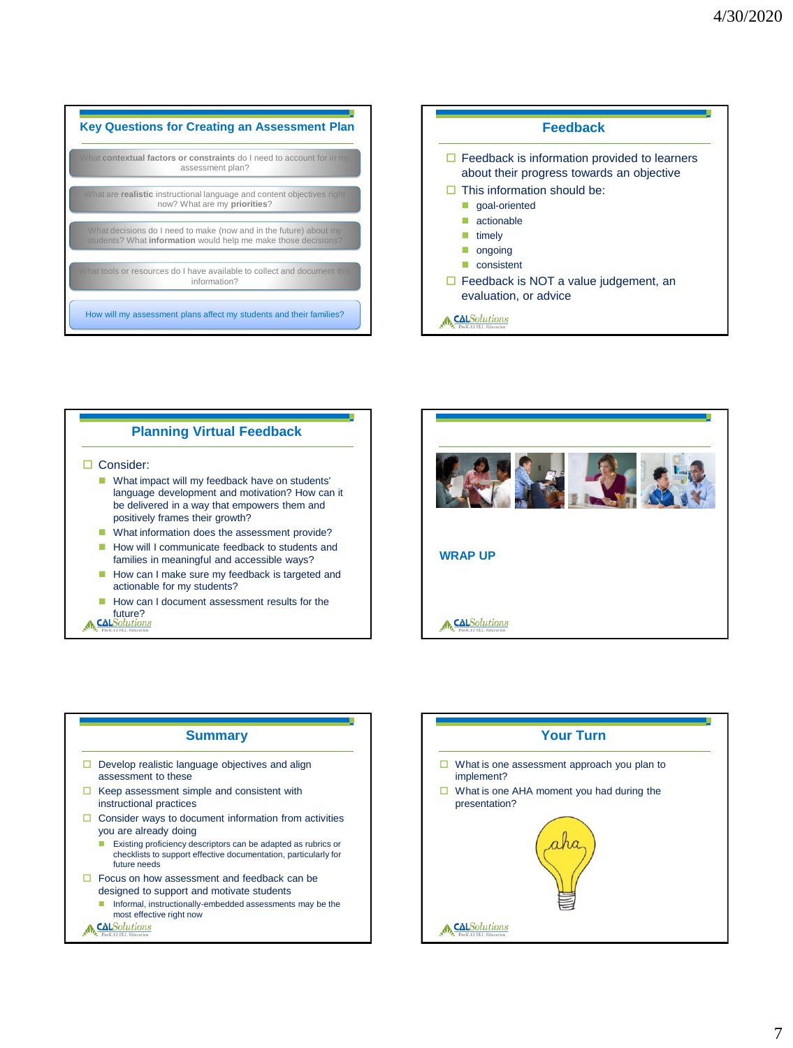## Key Questions for Creating an Assessment Plan

- What **contextual factors or constraints** do I need to account for in my assessment plan?
- What are **realistic** instructional language and content objectives right now? What are my **priorities**?
- What decisions do I need to make (now and in the future) about my students? What **information** would help me make those decisions?
- What tools or resources do I have available to collect and document this information?
- How will my assessment plans affect my students and their families?

## Feedback

- Feedback is information provided to learners about their progress towards an objective
- This information should be:
  - goal-oriented
  - actionable
  - timely
  - ongoing
  - consistent
- Feedback is NOT a value judgement, an evaluation, or advice

CALSolutions PreK-12 ELL Education

## Planning Virtual Feedback

- Consider:
  - What impact will my feedback have on students' language development and motivation? How can it be delivered in a way that empowers them and positively frames their growth?
  - What information does the assessment provide?
  - How will I communicate feedback to students and families in meaningful and accessible ways?
  - How can I make sure my feedback is targeted and actionable for my students?
  - How can I document assessment results for the future?

CALSolutions PreK-12 ELL Education

## WRAP UP

CALSolutions PreK-12 ELL Education

## Summary

- Develop realistic language objectives and align assessment to these
- Keep assessment simple and consistent with instructional practices
- Consider ways to document information from activities you are already doing
  - Existing proficiency descriptors can be adapted as rubrics or checklists to support effective documentation, particularly for future needs
- Focus on how assessment and feedback can be designed to support and motivate students
  - Informal, instructionally-embedded assessments may be the most effective right now

CALSolutions PreK-12 ELL Education

## Your Turn

- What is one assessment approach you plan to implement?
- What is one AHA moment you had during the presentation?

CALSolutions PreK-12 ELL Education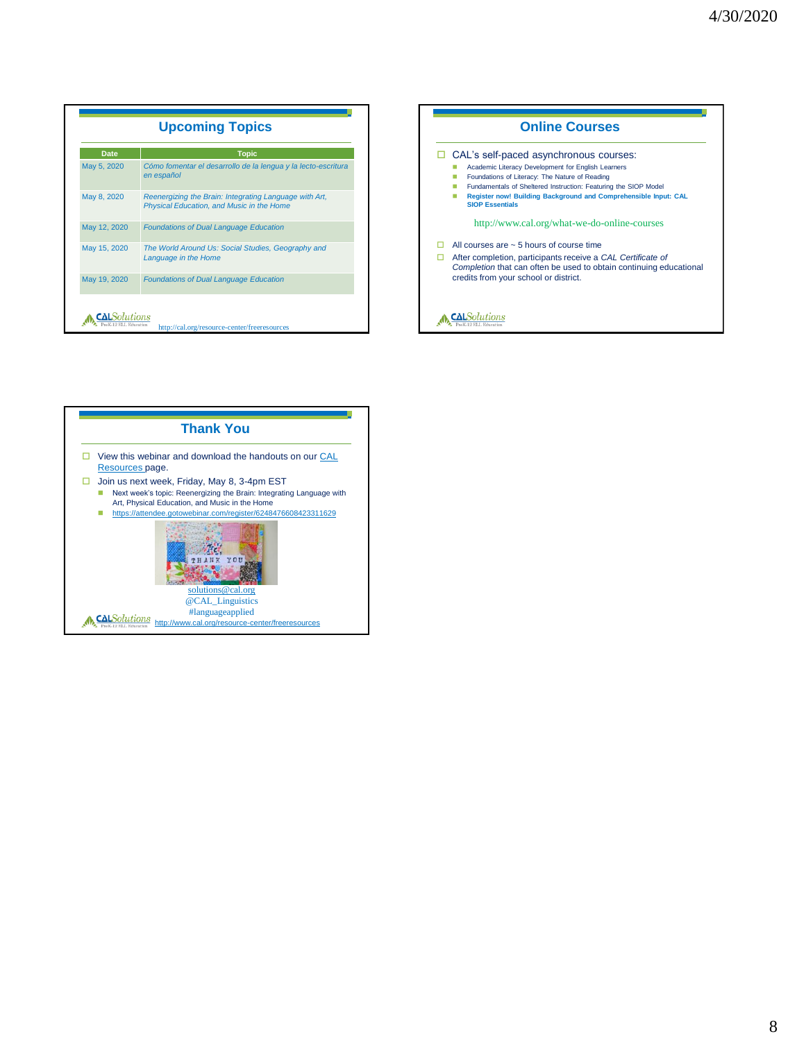## Upcoming Topics

| Date | Topic |
|---|---|
| May 5, 2020 | *Cómo fomentar el desarrollo de la lengua y la lecto-escritura en español* |
| May 8, 2020 | *Reenergizing the Brain: Integrating Language with Art, Physical Education, and Music in the Home* |
| May 12, 2020 | *Foundations of Dual Language Education* |
| May 15, 2020 | *The World Around Us: Social Studies, Geography and Language in the Home* |
| May 19, 2020 | *Foundations of Dual Language Education* |

CALSolutions PreK-12 ELL Education

http://cal.org/resource-center/freeresources

## Online Courses

- CAL's self-paced asynchronous courses:
  - Academic Literacy Development for English Learners
  - Foundations of Literacy: The Nature of Reading
  - Fundamentals of Sheltered Instruction: Featuring the SIOP Model
  - **Register now! Building Background and Comprehensible Input: CAL SIOP Essentials**

http://www.cal.org/what-we-do-online-courses

- All courses are ~ 5 hours of course time
- After completion, participants receive a *CAL Certificate of Completion* that can often be used to obtain continuing educational credits from your school or district.

CALSolutions PreK-12 ELL Education

## Thank You

- View this webinar and download the handouts on our CAL Resources page.
- Join us next week, Friday, May 8, 3-4pm EST
  - Next week's topic: Reenergizing the Brain: Integrating Language with Art, Physical Education, and Music in the Home
  - https://attendee.gotowebinar.com/register/6248476608423311629

solutions@cal.org
@CAL_Linguistics
#languageapplied

CALSolutions PreK-12 ELL Education

http://www.cal.org/resource-center/freeresources